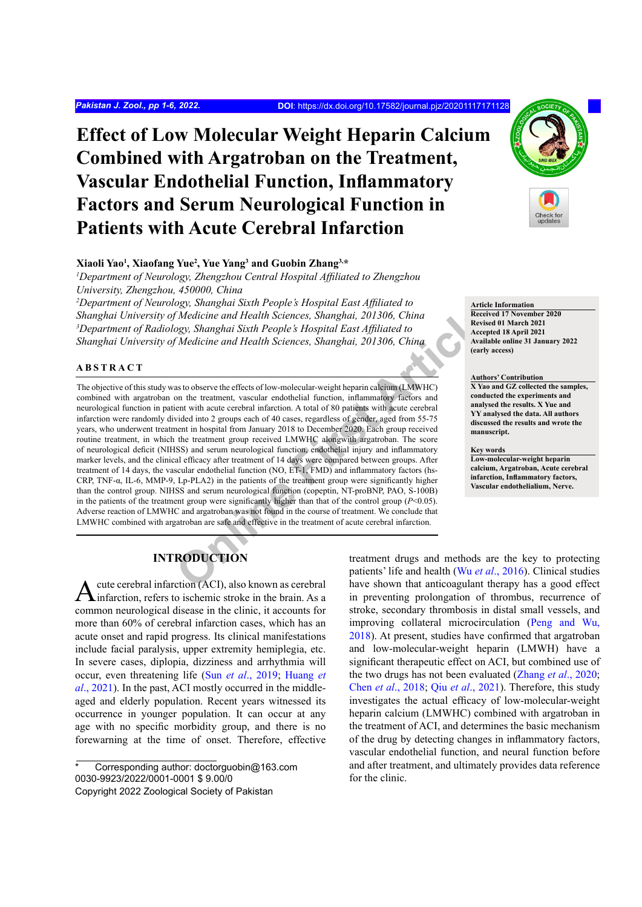# Effect of Low Molecular Weight Heparin Calcium Combined with Argatroban on the Treatment, Vascular Endothelial Function, Inflammatory Factors and Serum Neurological Function in Patients with Acute Cerebral Infarction

**Xiaoli Yao[1], Xiaofang Yue[2], Yue Yang[3] and Guobin Zhang[3,*]**

*[1]Department of Neurology, Zhengzhou Central Hospital Affiliated to Zhengzhou University, Zhengzhou, 450000, China*
*[2]Department of Neurology, Shanghai Sixth People's Hospital East Affiliated to Shanghai University of Medicine and Health Sciences, Shanghai, 201306, China*
*[3]Department of Radiology, Shanghai Sixth People's Hospital East Affiliated to Shanghai University of Medicine and Health Sciences, Shanghai, 201306, China*

**Article Information**
Received 17 November 2020
Revised 01 March 2021
Accepted 18 April 2021
Available online 31 January 2022 (early access)

**Authors' Contribution**
X Yao and GZ collected the samples, conducted the experiments and analysed the results. X Yue and YY analysed the data. All authors discussed the results and wrote the manuscript.

**Key words**
Low-molecular-weight heparin calcium, Argatroban, Acute cerebral infarction, Inflammatory factors, Vascular endothelialium, Nerve.

## ABSTRACT

The objective of this study was to observe the effects of low-molecular-weight heparin calcium (LMWHC) combined with argatroban on the treatment, vascular endothelial function, inflammatory factors and neurological function in patient with acute cerebral infarction. A total of 80 patients with acute cerebral infarction were randomly divided into 2 groups each of 40 cases, regardless of gender, aged from 55-75 years, who underwent treatment in hospital from January 2018 to December 2020. Each group received routine treatment, in which the treatment group received LMWHC alongwith argatroban. The score of neurological deficit (NIHSS) and serum neurological function, endothelial injury and inflammatory marker levels, and the clinical efficacy after treatment of 14 days were compared between groups. After treatment of 14 days, the vascular endothelial function (NO, ET-1, FMD) and inflammatory factors (hs-CRP, TNF-α, IL-6, MMP-9, Lp-PLA2) in the patients of the treatment group were significantly higher than the control group. NIHSS and serum neurological function (copeptin, NT-proBNP, PAO, S-100B) in the patients of the treatment group were significantly higher than that of the control group ($P<0.05$). Adverse reaction of LMWHC and argatroban was not found in the course of treatment. We conclude that LMWHC combined with argatroban are safe and effective in the treatment of acute cerebral infarction.

## INTRODUCTION

Acute cerebral infarction (ACI), also known as cerebral infarction, refers to ischemic stroke in the brain. As a common neurological disease in the clinic, it accounts for more than 60% of cerebral infarction cases, which has an acute onset and rapid progress. Its clinical manifestations include facial paralysis, upper extremity hemiplegia, etc. In severe cases, diplopia, dizziness and arrhythmia will occur, even threatening life (Sun *et al*., 2019; Huang *et al*., 2021). In the past, ACI mostly occurred in the middle-aged and elderly population. Recent years witnessed its occurrence in younger population. It can occur at any age with no specific morbidity group, and there is no forewarning at the time of onset. Therefore, effective treatment drugs and methods are the key to protecting patients' life and health (Wu *et al*., 2016). Clinical studies have shown that anticoagulant therapy has a good effect in preventing prolongation of thrombus, recurrence of stroke, secondary thrombosis in distal small vessels, and improving collateral microcirculation (Peng and Wu, 2018). At present, studies have confirmed that argatroban and low-molecular-weight heparin (LMWH) have a significant therapeutic effect on ACI, but combined use of the two drugs has not been evaluated (Zhang *et al*., 2020; Chen *et al*., 2018; Qiu *et al*., 2021). Therefore, this study investigates the actual efficacy of low-molecular-weight heparin calcium (LMWHC) combined with argatroban in the treatment of ACI, and determines the basic mechanism of the drug by detecting changes in inflammatory factors, vascular endothelial function, and neural function before and after treatment, and ultimately provides data reference for the clinic.

\* Corresponding author: doctorguobin@163.com
0030-9923/2022/0001-0001 $ 9.00/0
Copyright 2022 Zoological Society of Pakistan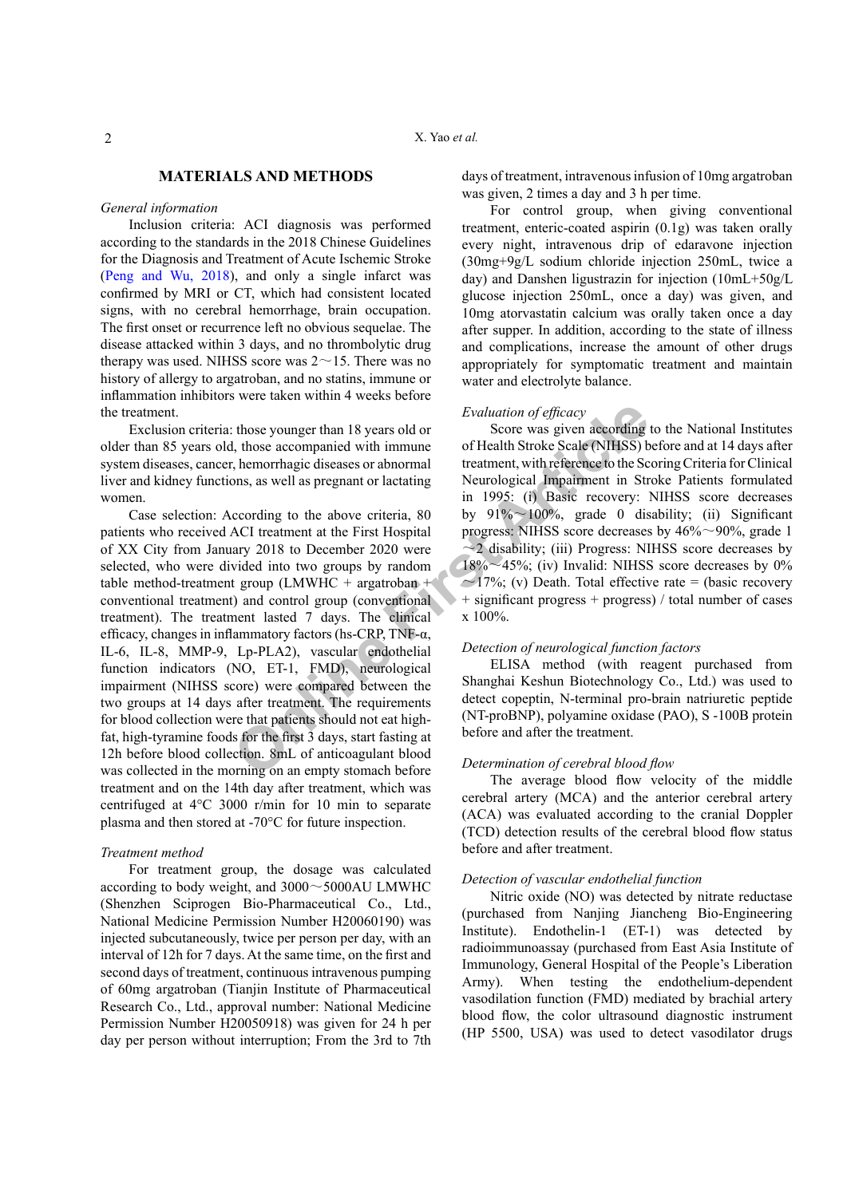## MATERIALS AND METHODS

### *General information*

Inclusion criteria: ACI diagnosis was performed according to the standards in the 2018 Chinese Guidelines for the Diagnosis and Treatment of Acute Ischemic Stroke (Peng and Wu, 2018), and only a single infarct was confirmed by MRI or CT, which had consistent located signs, with no cerebral hemorrhage, brain occupation. The first onset or recurrence left no obvious sequelae. The disease attacked within 3 days, and no thrombolytic drug therapy was used. NIHSS score was 2～15. There was no history of allergy to argatroban, and no statins, immune or inflammation inhibitors were taken within 4 weeks before the treatment.

Exclusion criteria: those younger than 18 years old or older than 85 years old, those accompanied with immune system diseases, cancer, hemorrhagic diseases or abnormal liver and kidney functions, as well as pregnant or lactating women.

Case selection: According to the above criteria, 80 patients who received ACI treatment at the First Hospital of XX City from January 2018 to December 2020 were selected, who were divided into two groups by random table method-treatment group (LMWHC + argatroban + conventional treatment) and control group (conventional treatment). The treatment lasted 7 days. The clinical efficacy, changes in inflammatory factors (hs-CRP, TNF-α, IL-6, IL-8, MMP-9, Lp-PLA2), vascular endothelial function indicators (NO, ET-1, FMD), neurological impairment (NIHSS score) were compared between the two groups at 14 days after treatment. The requirements for blood collection were that patients should not eat high-fat, high-tyramine foods for the first 3 days, start fasting at 12h before blood collection. 8mL of anticoagulant blood was collected in the morning on an empty stomach before treatment and on the 14th day after treatment, which was centrifuged at 4°C 3000 r/min for 10 min to separate plasma and then stored at -70°C for future inspection.

### *Treatment method*

For treatment group, the dosage was calculated according to body weight, and 3000～5000AU LMWHC (Shenzhen Sciprogen Bio-Pharmaceutical Co., Ltd., National Medicine Permission Number H20060190) was injected subcutaneously, twice per person per day, with an interval of 12h for 7 days. At the same time, on the first and second days of treatment, continuous intravenous pumping of 60mg argatroban (Tianjin Institute of Pharmaceutical Research Co., Ltd., approval number: National Medicine Permission Number H20050918) was given for 24 h per day per person without interruption; From the 3rd to 7th days of treatment, intravenous infusion of 10mg argatroban was given, 2 times a day and 3 h per time.

For control group, when giving conventional treatment, enteric-coated aspirin (0.1g) was taken orally every night, intravenous drip of edaravone injection (30mg+9g/L sodium chloride injection 250mL, twice a day) and Danshen ligustrazin for injection (10mL+50g/L glucose injection 250mL, once a day) was given, and 10mg atorvastatin calcium was orally taken once a day after supper. In addition, according to the state of illness and complications, increase the amount of other drugs appropriately for symptomatic treatment and maintain water and electrolyte balance.

### *Evaluation of efficacy*

Score was given according to the National Institutes of Health Stroke Scale (NIHSS) before and at 14 days after treatment, with reference to the Scoring Criteria for Clinical Neurological Impairment in Stroke Patients formulated in 1995: (i) Basic recovery: NIHSS score decreases by 91%～100%, grade 0 disability; (ii) Significant progress: NIHSS score decreases by 46%～90%, grade 1～2 disability; (iii) Progress: NIHSS score decreases by 18%～45%; (iv) Invalid: NIHSS score decreases by 0%～17%; (v) Death. Total effective rate = (basic recovery + significant progress + progress) / total number of cases x 100%.

### *Detection of neurological function factors*

ELISA method (with reagent purchased from Shanghai Keshun Biotechnology Co., Ltd.) was used to detect copeptin, N-terminal pro-brain natriuretic peptide (NT-proBNP), polyamine oxidase (PAO), S -100B protein before and after the treatment.

### *Determination of cerebral blood flow*

The average blood flow velocity of the middle cerebral artery (MCA) and the anterior cerebral artery (ACA) was evaluated according to the cranial Doppler (TCD) detection results of the cerebral blood flow status before and after treatment.

### *Detection of vascular endothelial function*

Nitric oxide (NO) was detected by nitrate reductase (purchased from Nanjing Jiancheng Bio-Engineering Institute). Endothelin-1 (ET-1) was detected by radioimmunoassay (purchased from East Asia Institute of Immunology, General Hospital of the People's Liberation Army). When testing the endothelium-dependent vasodilation function (FMD) mediated by brachial artery blood flow, the color ultrasound diagnostic instrument (HP 5500, USA) was used to detect vasodilator drugs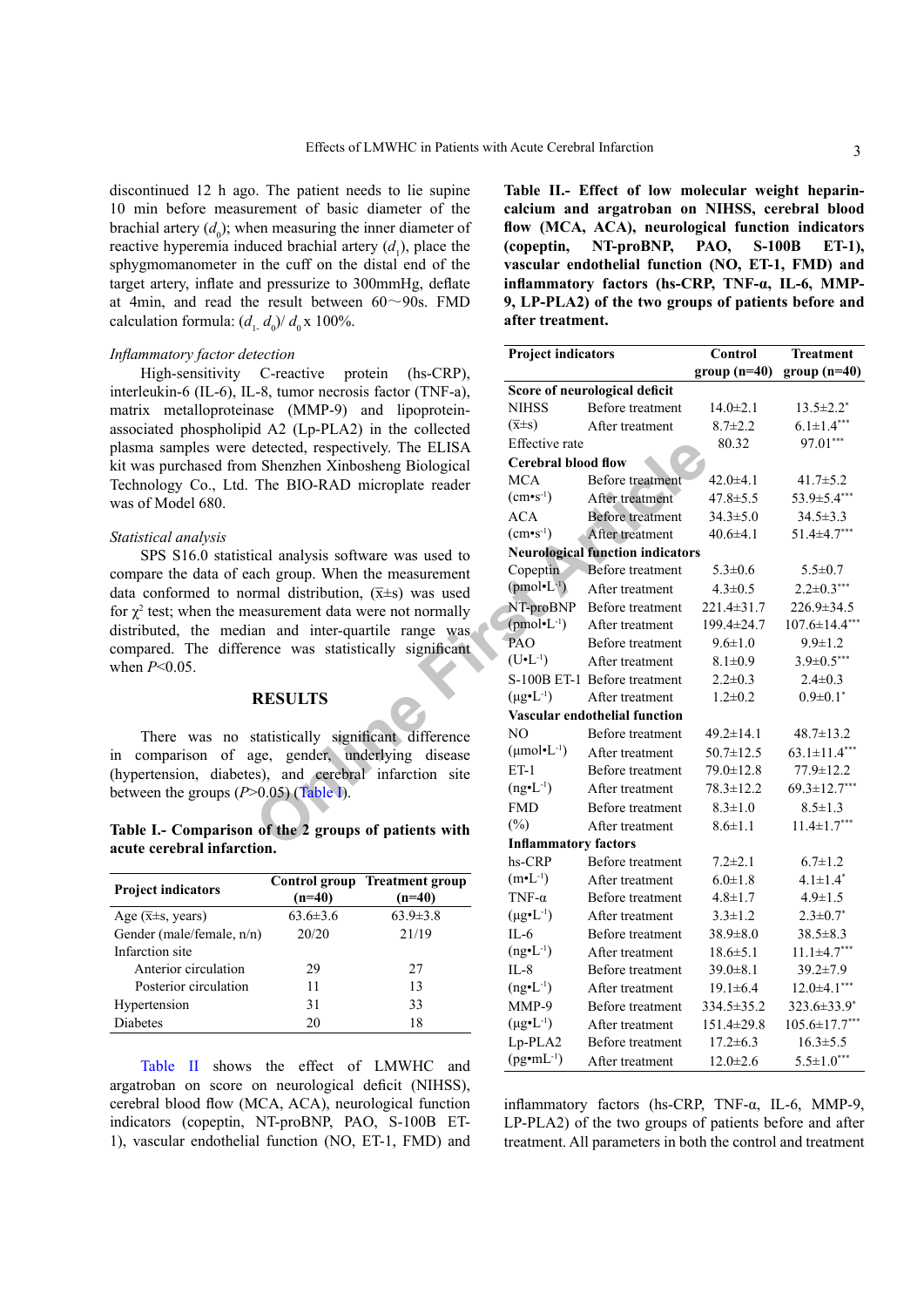discontinued 12 h ago. The patient needs to lie supine 10 min before measurement of basic diameter of the brachial artery ($d_0$); when measuring the inner diameter of reactive hyperemia induced brachial artery ($d_1$), place the sphygmomanometer in the cuff on the distal end of the target artery, inflate and pressurize to 300mmHg, deflate at 4min, and read the result between 60～90s. FMD calculation formula: ($d_{1-}$ $d_0$)/ $d_0$ x 100%.

*Inflammatory factor detection*

High-sensitivity C-reactive protein (hs-CRP), interleukin-6 (IL-6), IL-8, tumor necrosis factor (TNF-a), matrix metalloproteinase (MMP-9) and lipoprotein-associated phospholipid A2 (Lp-PLA2) in the collected plasma samples were detected, respectively. The ELISA kit was purchased from Shenzhen Xinbosheng Biological Technology Co., Ltd. The BIO-RAD microplate reader was of Model 680.

*Statistical analysis*

SPS S16.0 statistical analysis software was used to compare the data of each group. When the measurement data conformed to normal distribution, ($\bar{x}$±s) was used for $\chi^2$ test; when the measurement data were not normally distributed, the median and inter-quartile range was compared. The difference was statistically significant when $P$<0.05.

## RESULTS

There was no statistically significant difference in comparison of age, gender, underlying disease (hypertension, diabetes), and cerebral infarction site between the groups ($P$>0.05) (Table I).

**Table I.- Comparison of the 2 groups of patients with acute cerebral infarction.**

| Project indicators | Control group (n=40) | Treatment group (n=40) |
|---|---|---|
| Age ($\bar{x}$±s, years) | 63.6±3.6 | 63.9±3.8 |
| Gender (male/female, n/n) | 20/20 | 21/19 |
| Infarction site | | |
| Anterior circulation | 29 | 27 |
| Posterior circulation | 11 | 13 |
| Hypertension | 31 | 33 |
| Diabetes | 20 | 18 |

Table II shows the effect of LMWHC and argatroban on score on neurological deficit (NIHSS), cerebral blood flow (MCA, ACA), neurological function indicators (copeptin, NT-proBNP, PAO, S-100B ET-1), vascular endothelial function (NO, ET-1, FMD) and inflammatory factors (hs-CRP, TNF-α, IL-6, MMP-9, LP-PLA2) of the two groups of patients before and after treatment. All parameters in both the control and treatment

**Table II.- Effect of low molecular weight heparin-calcium and argatroban on NIHSS, cerebral blood flow (MCA, ACA), neurological function indicators (copeptin, NT-proBNP, PAO, S-100B ET-1), vascular endothelial function (NO, ET-1, FMD) and inflammatory factors (hs-CRP, TNF-α, IL-6, MMP-9, LP-PLA2) of the two groups of patients before and after treatment.**

| Project indicators | | Control group (n=40) | Treatment group (n=40) |
|---|---|---|---|
| **Score of neurological deficit** | | | |
| NIHSS | Before treatment | 14.0±2.1 | 13.5±2.2* |
| ($\bar{x}$±s) | After treatment | 8.7±2.2 | 6.1±1.4*** |
| Effective rate | | 80.32 | 97.01*** |
| **Cerebral blood flow** | | | |
| MCA | Before treatment | 42.0±4.1 | 41.7±5.2 |
| (cm•s$^{-1}$) | After treatment | 47.8±5.5 | 53.9±5.4*** |
| ACA | Before treatment | 34.3±5.0 | 34.5±3.3 |
| (cm•s$^{-1}$) | After treatment | 40.6±4.1 | 51.4±4.7*** |
| **Neurological function indicators** | | | |
| Copeptin | Before treatment | 5.3±0.6 | 5.5±0.7 |
| (pmol•L$^{-1}$) | After treatment | 4.3±0.5 | 2.2±0.3*** |
| NT-proBNP | Before treatment | 221.4±31.7 | 226.9±34.5 |
| (pmol•L$^{-1}$) | After treatment | 199.4±24.7 | 107.6±14.4*** |
| PAO | Before treatment | 9.6±1.0 | 9.9±1.2 |
| (U•L$^{-1}$) | After treatment | 8.1±0.9 | 3.9±0.5*** |
| S-100B ET-1 | Before treatment | 2.2±0.3 | 2.4±0.3 |
| (μg•L$^{-1}$) | After treatment | 1.2±0.2 | 0.9±0.1* |
| **Vascular endothelial function** | | | |
| NO | Before treatment | 49.2±14.1 | 48.7±13.2 |
| (μmol•L$^{-1}$) | After treatment | 50.7±12.5 | 63.1±11.4*** |
| ET-1 | Before treatment | 79.0±12.8 | 77.9±12.2 |
| (ng•L$^{-1}$) | After treatment | 78.3±12.2 | 69.3±12.7*** |
| FMD | Before treatment | 8.3±1.0 | 8.5±1.3 |
| (%) | After treatment | 8.6±1.1 | 11.4±1.7*** |
| **Inflammatory factors** | | | |
| hs-CRP | Before treatment | 7.2±2.1 | 6.7±1.2 |
| (m•L$^{-1}$) | After treatment | 6.0±1.8 | 4.1±1.4* |
| TNF-α | Before treatment | 4.8±1.7 | 4.9±1.5 |
| (μg•L$^{-1}$) | After treatment | 3.3±1.2 | 2.3±0.7* |
| IL-6 | Before treatment | 38.9±8.0 | 38.5±8.3 |
| (ng•L$^{-1}$) | After treatment | 18.6±5.1 | 11.1±4.7*** |
| IL-8 | Before treatment | 39.0±8.1 | 39.2±7.9 |
| (ng•L$^{-1}$) | After treatment | 19.1±6.4 | 12.0±4.1*** |
| MMP-9 | Before treatment | 334.5±35.2 | 323.6±33.9* |
| (μg•L$^{-1}$) | After treatment | 151.4±29.8 | 105.6±17.7*** |
| Lp-PLA2 | Before treatment | 17.2±6.3 | 16.3±5.5 |
| (pg•mL$^{-1}$) | After treatment | 12.0±2.6 | 5.5±1.0*** |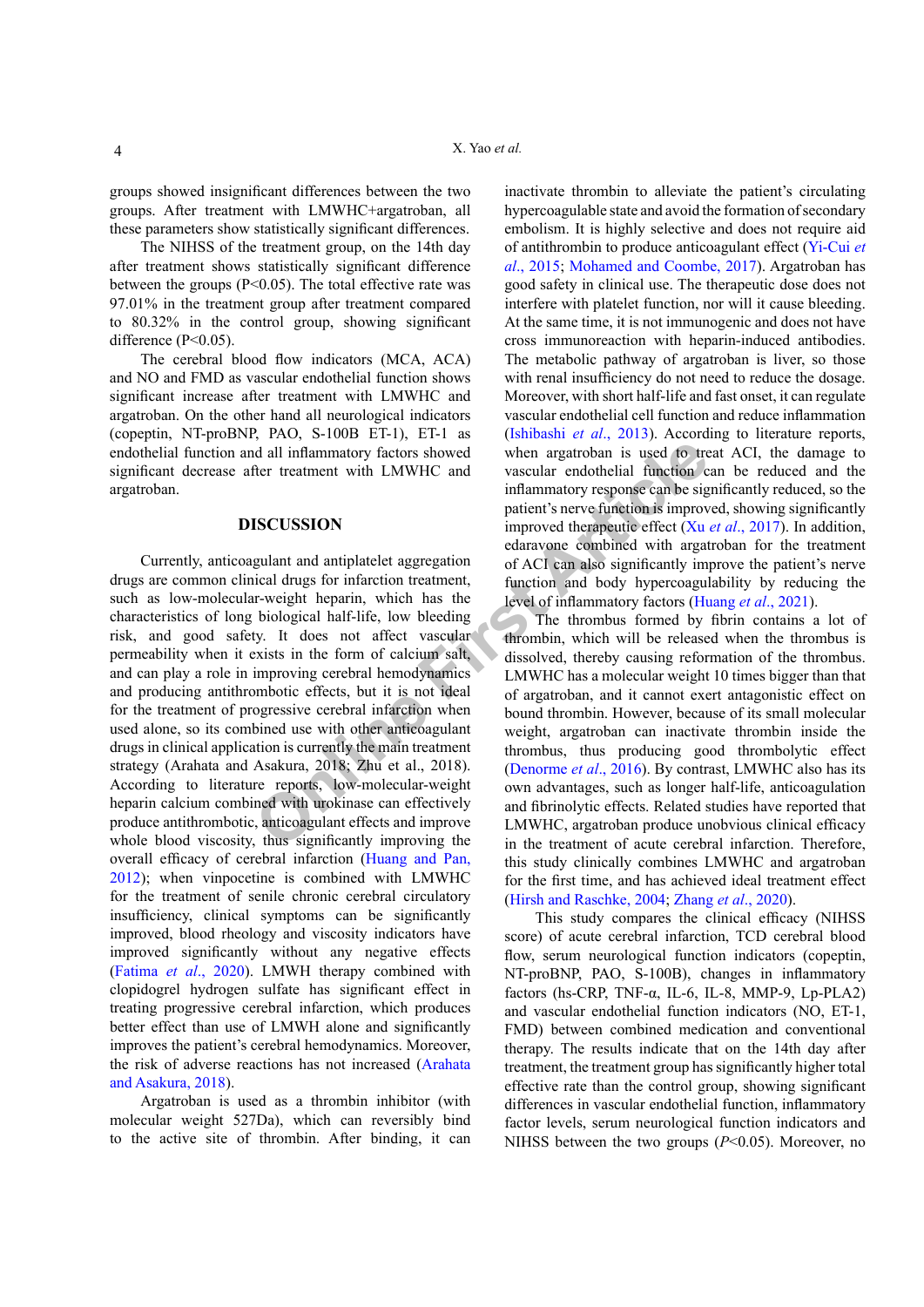groups showed insignificant differences between the two groups. After treatment with LMWHC+argatroban, all these parameters show statistically significant differences.

The NIHSS of the treatment group, on the 14th day after treatment shows statistically significant difference between the groups (P<0.05). The total effective rate was 97.01% in the treatment group after treatment compared to 80.32% in the control group, showing significant difference (P<0.05).

The cerebral blood flow indicators (MCA, ACA) and NO and FMD as vascular endothelial function shows significant increase after treatment with LMWHC and argatroban. On the other hand all neurological indicators (copeptin, NT-proBNP, PAO, S-100B ET-1), ET-1 as endothelial function and all inflammatory factors showed significant decrease after treatment with LMWHC and argatroban.

## DISCUSSION

Currently, anticoagulant and antiplatelet aggregation drugs are common clinical drugs for infarction treatment, such as low-molecular-weight heparin, which has the characteristics of long biological half-life, low bleeding risk, and good safety. It does not affect vascular permeability when it exists in the form of calcium salt, and can play a role in improving cerebral hemodynamics and producing antithrombotic effects, but it is not ideal for the treatment of progressive cerebral infarction when used alone, so its combined use with other anticoagulant drugs in clinical application is currently the main treatment strategy (Arahata and Asakura, 2018; Zhu et al., 2018). According to literature reports, low-molecular-weight heparin calcium combined with urokinase can effectively produce antithrombotic, anticoagulant effects and improve whole blood viscosity, thus significantly improving the overall efficacy of cerebral infarction (Huang and Pan, 2012); when vinpocetine is combined with LMWHC for the treatment of senile chronic cerebral circulatory insufficiency, clinical symptoms can be significantly improved, blood rheology and viscosity indicators have improved significantly without any negative effects (Fatima *et al*., 2020). LMWH therapy combined with clopidogrel hydrogen sulfate has significant effect in treating progressive cerebral infarction, which produces better effect than use of LMWH alone and significantly improves the patient's cerebral hemodynamics. Moreover, the risk of adverse reactions has not increased (Arahata and Asakura, 2018).

Argatroban is used as a thrombin inhibitor (with molecular weight 527Da), which can reversibly bind to the active site of thrombin. After binding, it can inactivate thrombin to alleviate the patient's circulating hypercoagulable state and avoid the formation of secondary embolism. It is highly selective and does not require aid of antithrombin to produce anticoagulant effect (Yi-Cui *et al*., 2015; Mohamed and Coombe, 2017). Argatroban has good safety in clinical use. The therapeutic dose does not interfere with platelet function, nor will it cause bleeding. At the same time, it is not immunogenic and does not have cross immunoreaction with heparin-induced antibodies. The metabolic pathway of argatroban is liver, so those with renal insufficiency do not need to reduce the dosage. Moreover, with short half-life and fast onset, it can regulate vascular endothelial cell function and reduce inflammation (Ishibashi *et al*., 2013). According to literature reports, when argatroban is used to treat ACI, the damage to vascular endothelial function can be reduced and the inflammatory response can be significantly reduced, so the patient's nerve function is improved, showing significantly improved therapeutic effect (Xu *et al*., 2017). In addition, edaravone combined with argatroban for the treatment of ACI can also significantly improve the patient's nerve function and body hypercoagulability by reducing the level of inflammatory factors (Huang *et al*., 2021).

The thrombus formed by fibrin contains a lot of thrombin, which will be released when the thrombus is dissolved, thereby causing reformation of the thrombus. LMWHC has a molecular weight 10 times bigger than that of argatroban, and it cannot exert antagonistic effect on bound thrombin. However, because of its small molecular weight, argatroban can inactivate thrombin inside the thrombus, thus producing good thrombolytic effect (Denorme *et al*., 2016). By contrast, LMWHC also has its own advantages, such as longer half-life, anticoagulation and fibrinolytic effects. Related studies have reported that LMWHC, argatroban produce unobvious clinical efficacy in the treatment of acute cerebral infarction. Therefore, this study clinically combines LMWHC and argatroban for the first time, and has achieved ideal treatment effect (Hirsh and Raschke, 2004; Zhang *et al*., 2020).

This study compares the clinical efficacy (NIHSS score) of acute cerebral infarction, TCD cerebral blood flow, serum neurological function indicators (copeptin, NT-proBNP, PAO, S-100B), changes in inflammatory factors (hs-CRP, TNF-α, IL-6, IL-8, MMP-9, Lp-PLA2) and vascular endothelial function indicators (NO, ET-1, FMD) between combined medication and conventional therapy. The results indicate that on the 14th day after treatment, the treatment group has significantly higher total effective rate than the control group, showing significant differences in vascular endothelial function, inflammatory factor levels, serum neurological function indicators and NIHSS between the two groups (*P*<0.05). Moreover, no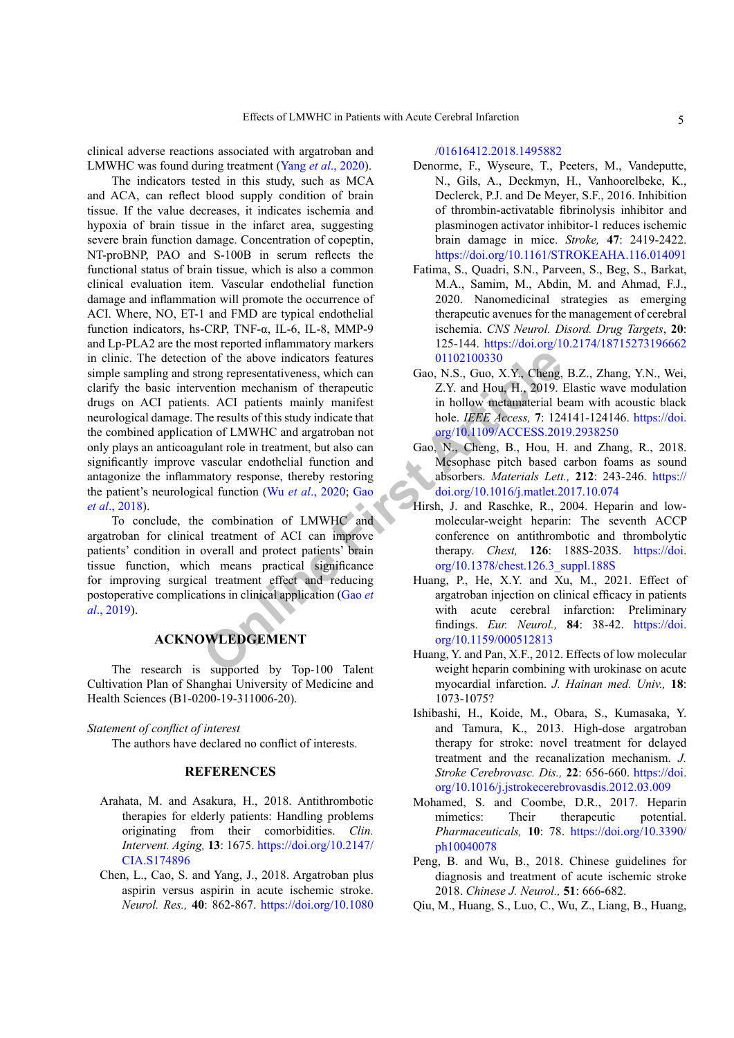clinical adverse reactions associated with argatroban and LMWHC was found during treatment (Yang *et al*., 2020).

The indicators tested in this study, such as MCA and ACA, can reflect blood supply condition of brain tissue. If the value decreases, it indicates ischemia and hypoxia of brain tissue in the infarct area, suggesting severe brain function damage. Concentration of copeptin, NT-proBNP, PAO and S-100B in serum reflects the functional status of brain tissue, which is also a common clinical evaluation item. Vascular endothelial function damage and inflammation will promote the occurrence of ACI. Where, NO, ET-1 and FMD are typical endothelial function indicators, hs-CRP, TNF-α, IL-6, IL-8, MMP-9 and Lp-PLA2 are the most reported inflammatory markers in clinic. The detection of the above indicators features simple sampling and strong representativeness, which can clarify the basic intervention mechanism of therapeutic drugs on ACI patients. ACI patients mainly manifest neurological damage. The results of this study indicate that the combined application of LMWHC and argatroban not only plays an anticoagulant role in treatment, but also can significantly improve vascular endothelial function and antagonize the inflammatory response, thereby restoring the patient's neurological function (Wu *et al*., 2020; Gao *et al*., 2018).

To conclude, the combination of LMWHC and argatroban for clinical treatment of ACI can improve patients' condition in overall and protect patients' brain tissue function, which means practical significance for improving surgical treatment effect and reducing postoperative complications in clinical application (Gao *et al*., 2019).

## ACKNOWLEDGEMENT

The research is supported by Top-100 Talent Cultivation Plan of Shanghai University of Medicine and Health Sciences (B1-0200-19-311006-20).

*Statement of conflict of interest*

The authors have declared no conflict of interests.

## REFERENCES

Arahata, M. and Asakura, H., 2018. Antithrombotic therapies for elderly patients: Handling problems originating from their comorbidities. *Clin. Intervent. Aging*, **13**: 1675. https://doi.org/10.2147/CIA.S174896

Chen, L., Cao, S. and Yang, J., 2018. Argatroban plus aspirin versus aspirin in acute ischemic stroke. *Neurol. Res.,* **40**: 862-867. https://doi.org/10.1080/01616412.2018.1495882

Denorme, F., Wyseure, T., Peeters, M., Vandeputte, N., Gils, A., Deckmyn, H., Vanhoorelbeke, K., Declerck, P.J. and De Meyer, S.F., 2016. Inhibition of thrombin-activatable fibrinolysis inhibitor and plasminogen activator inhibitor-1 reduces ischemic brain damage in mice. *Stroke,* **47**: 2419-2422. https://doi.org/10.1161/STROKEAHA.116.014091

Fatima, S., Quadri, S.N., Parveen, S., Beg, S., Barkat, M.A., Samim, M., Abdin, M. and Ahmad, F.J., 2020. Nanomedicinal strategies as emerging therapeutic avenues for the management of cerebral ischemia. *CNS Neurol. Disord. Drug Targets*, **20**: 125-144. https://doi.org/10.2174/1871527319666201102100330

Gao, N.S., Guo, X.Y., Cheng, B.Z., Zhang, Y.N., Wei, Z.Y. and Hou, H., 2019. Elastic wave modulation in hollow metamaterial beam with acoustic black hole. *IEEE Access,* **7**: 124141-124146. https://doi.org/10.1109/ACCESS.2019.2938250

Gao, N., Cheng, B., Hou, H. and Zhang, R., 2018. Mesophase pitch based carbon foams as sound absorbers. *Materials Lett.,* **212**: 243-246. https://doi.org/10.1016/j.matlet.2017.10.074

Hirsh, J. and Raschke, R., 2004. Heparin and low-molecular-weight heparin: The seventh ACCP conference on antithrombotic and thrombolytic therapy. *Chest,* **126**: 188S-203S. https://doi.org/10.1378/chest.126.3_suppl.188S

Huang, P., He, X.Y. and Xu, M., 2021. Effect of argatroban injection on clinical efficacy in patients with acute cerebral infarction: Preliminary findings. *Eur. Neurol.,* **84**: 38-42. https://doi.org/10.1159/000512813

Huang, Y. and Pan, X.F., 2012. Effects of low molecular weight heparin combining with urokinase on acute myocardial infarction. *J. Hainan med. Univ.,* **18**: 1073-1075?

Ishibashi, H., Koide, M., Obara, S., Kumasaka, Y. and Tamura, K., 2013. High-dose argatroban therapy for stroke: novel treatment for delayed treatment and the recanalization mechanism. *J. Stroke Cerebrovasc. Dis.,* **22**: 656-660. https://doi.org/10.1016/j.jstrokecerebrovasdis.2012.03.009

Mohamed, S. and Coombe, D.R., 2017. Heparin mimetics: Their therapeutic potential. *Pharmaceuticals,* **10**: 78. https://doi.org/10.3390/ph10040078

Peng, B. and Wu, B., 2018. Chinese guidelines for diagnosis and treatment of acute ischemic stroke 2018. *Chinese J. Neurol.,* **51**: 666-682.

Qiu, M., Huang, S., Luo, C., Wu, Z., Liang, B., Huang,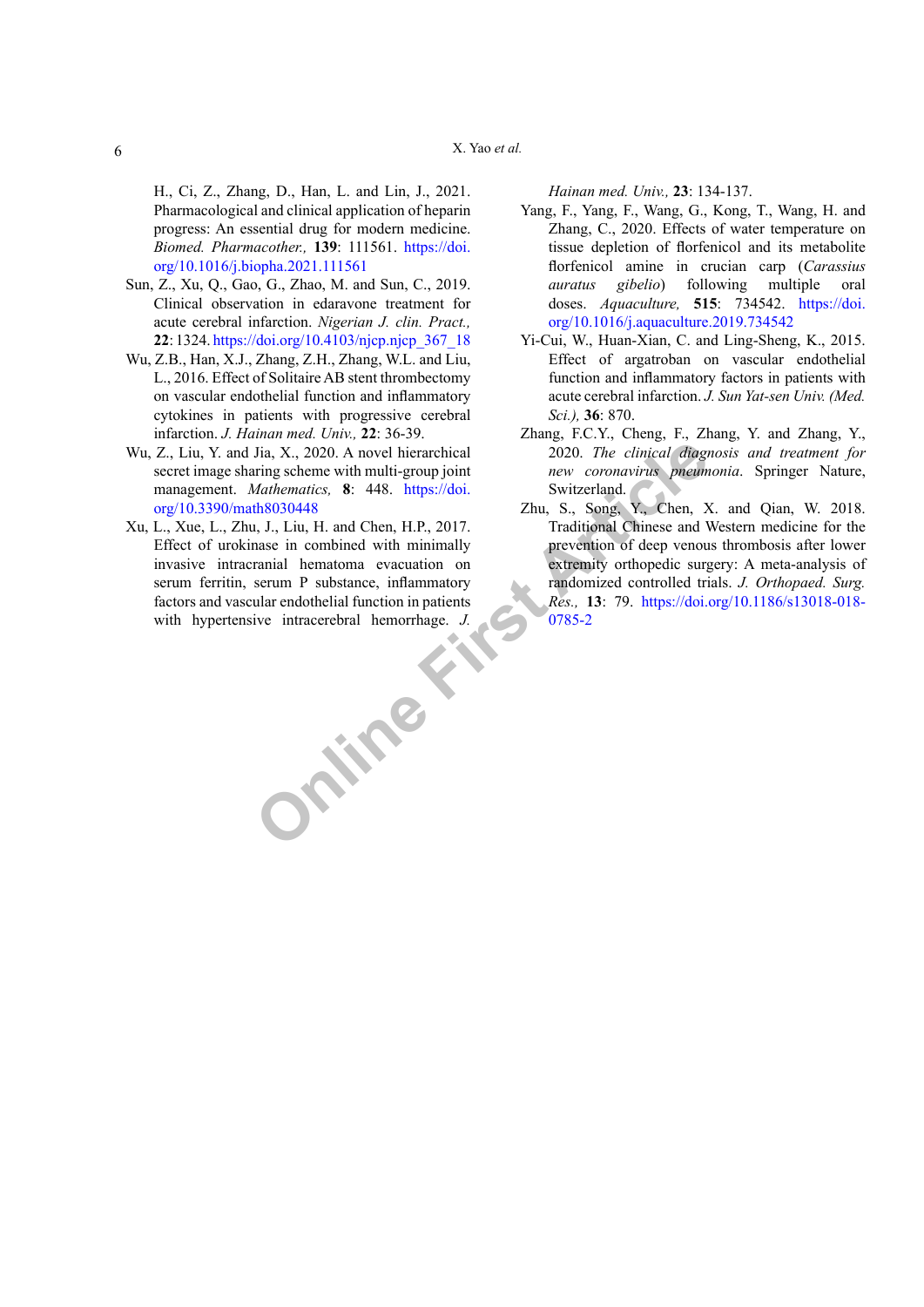H., Ci, Z., Zhang, D., Han, L. and Lin, J., 2021. Pharmacological and clinical application of heparin progress: An essential drug for modern medicine. *Biomed. Pharmacother.,* **139**: 111561. https://doi.org/10.1016/j.biopha.2021.111561

Sun, Z., Xu, Q., Gao, G., Zhao, M. and Sun, C., 2019. Clinical observation in edaravone treatment for acute cerebral infarction. *Nigerian J. clin. Pract.,* **22**: 1324. https://doi.org/10.4103/njcp.njcp_367_18

Wu, Z.B., Han, X.J., Zhang, Z.H., Zhang, W.L. and Liu, L., 2016. Effect of Solitaire AB stent thrombectomy on vascular endothelial function and inflammatory cytokines in patients with progressive cerebral infarction. *J. Hainan med. Univ.,* **22**: 36-39.

Wu, Z., Liu, Y. and Jia, X., 2020. A novel hierarchical secret image sharing scheme with multi-group joint management. *Mathematics,* **8**: 448. https://doi.org/10.3390/math8030448

Xu, L., Xue, L., Zhu, J., Liu, H. and Chen, H.P., 2017. Effect of urokinase in combined with minimally invasive intracranial hematoma evacuation on serum ferritin, serum P substance, inflammatory factors and vascular endothelial function in patients with hypertensive intracerebral hemorrhage. *J. Hainan med. Univ.,* **23**: 134-137.

Yang, F., Yang, F., Wang, G., Kong, T., Wang, H. and Zhang, C., 2020. Effects of water temperature on tissue depletion of florfenicol and its metabolite florfenicol amine in crucian carp (*Carassius auratus gibelio*) following multiple oral doses. *Aquaculture,* **515**: 734542. https://doi.org/10.1016/j.aquaculture.2019.734542

Yi-Cui, W., Huan-Xian, C. and Ling-Sheng, K., 2015. Effect of argatroban on vascular endothelial function and inflammatory factors in patients with acute cerebral infarction. *J. Sun Yat-sen Univ. (Med. Sci.),* **36**: 870.

Zhang, F.C.Y., Cheng, F., Zhang, Y. and Zhang, Y., 2020. *The clinical diagnosis and treatment for new coronavirus pneumonia*. Springer Nature, Switzerland.

Zhu, S., Song, Y., Chen, X. and Qian, W. 2018. Traditional Chinese and Western medicine for the prevention of deep venous thrombosis after lower extremity orthopedic surgery: A meta-analysis of randomized controlled trials. *J. Orthopaed. Surg. Res.,* **13**: 79. https://doi.org/10.1186/s13018-018-0785-2